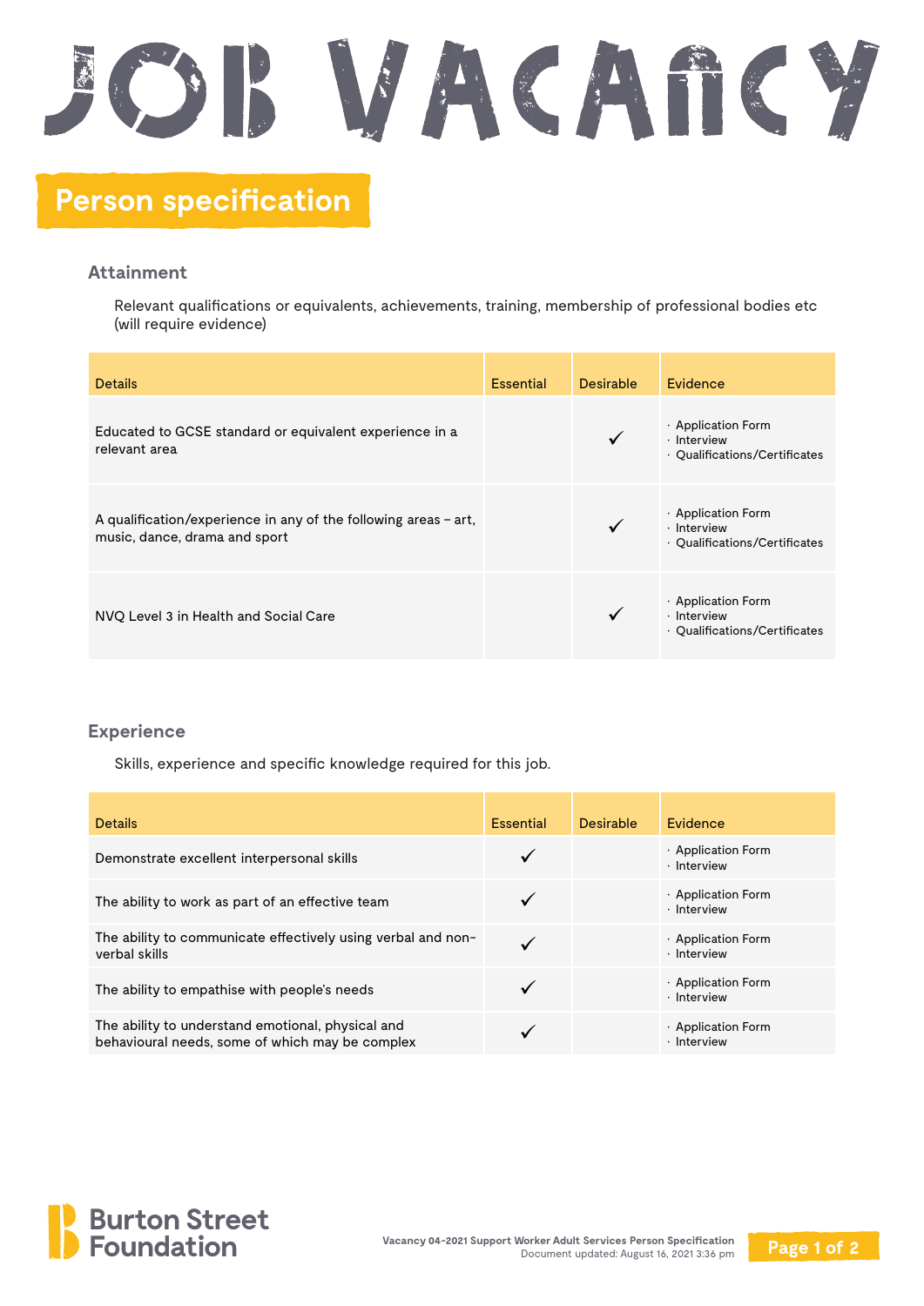# JOB VACANCY

## Person specification

### Attainment

Relevant qualifications or equivalents, achievements, training, membership of professional bodies etc (will require evidence)

| Details | Essential | Desirable | Evidence |
|---|---|---|---|
| Educated to GCSE standard or equivalent experience in a relevant area | | ✓ | · Application Form<br>· Interview<br>· Qualifications/Certificates |
| A qualification/experience in any of the following areas – art, music, dance, drama and sport | | ✓ | · Application Form<br>· Interview<br>· Qualifications/Certificates |
| NVQ Level 3 in Health and Social Care | | ✓ | · Application Form<br>· Interview<br>· Qualifications/Certificates |

### Experience

Skills, experience and specific knowledge required for this job.

| Details | Essential | Desirable | Evidence |
|---|---|---|---|
| Demonstrate excellent interpersonal skills | ✓ | | · Application Form<br>· Interview |
| The ability to work as part of an effective team | ✓ | | · Application Form<br>· Interview |
| The ability to communicate effectively using verbal and non-verbal skills | ✓ | | · Application Form<br>· Interview |
| The ability to empathise with people's needs | ✓ | | · Application Form<br>· Interview |
| The ability to understand emotional, physical and behavioural needs, some of which may be complex | ✓ | | · Application Form<br>· Interview |

Burton Street Foundation

**Vacancy 04-2021 Support Worker Adult Services Person Specification**
Document updated: August 16, 2021 3:36 pm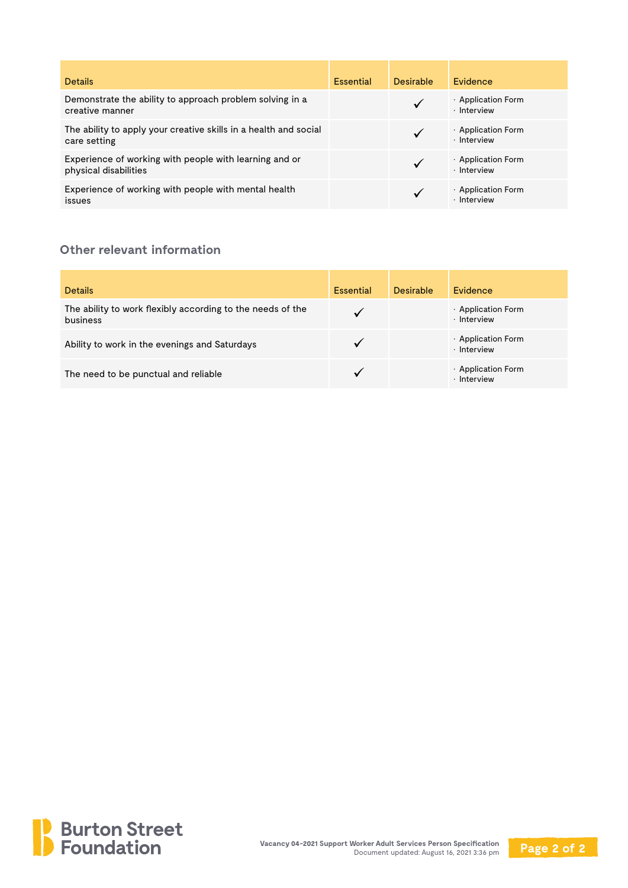| Details | Essential | Desirable | Evidence |
|---|---|---|---|
| Demonstrate the ability to approach problem solving in a creative manner | | ✓ | · Application Form<br>· Interview |
| The ability to apply your creative skills in a health and social care setting | | ✓ | · Application Form<br>· Interview |
| Experience of working with people with learning and or physical disabilities | | ✓ | · Application Form<br>· Interview |
| Experience of working with people with mental health issues | | ✓ | · Application Form<br>· Interview |

## Other relevant information

| Details | Essential | Desirable | Evidence |
|---|---|---|---|
| The ability to work flexibly according to the needs of the business | ✓ | | · Application Form<br>· Interview |
| Ability to work in the evenings and Saturdays | ✓ | | · Application Form<br>· Interview |
| The need to be punctual and reliable | ✓ | | · Application Form<br>· Interview |